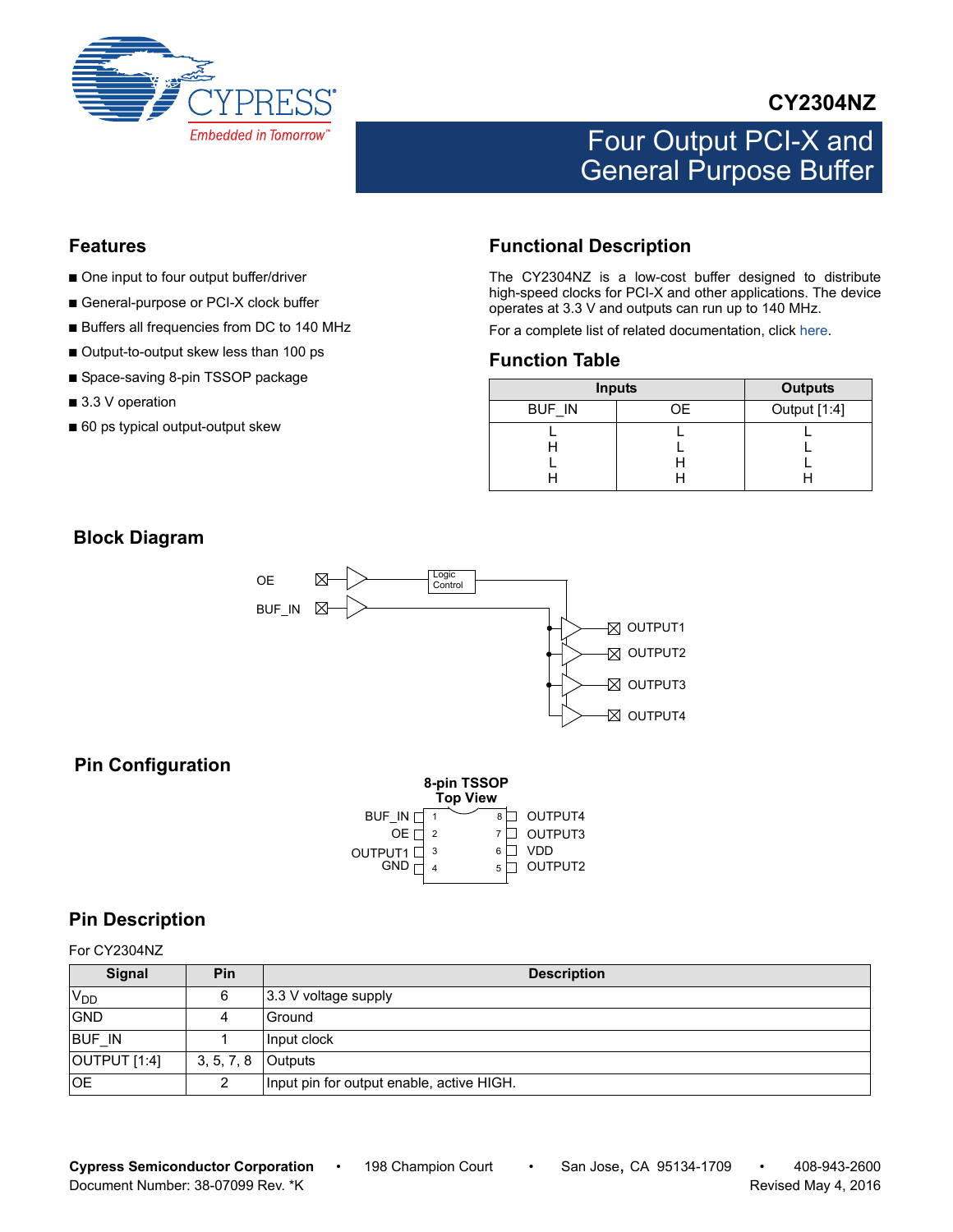CYPRESS

Embedded in Tomorrow™

# CY2304NZ

# Four Output PCI-X and General Purpose Buffer

## Features

- One input to four output buffer/driver
- General-purpose or PCI-X clock buffer
- Buffers all frequencies from DC to 140 MHz
- Output-to-output skew less than 100 ps
- Space-saving 8-pin TSSOP package
- 3.3 V operation
- 60 ps typical output-output skew

## Functional Description

The CY2304NZ is a low-cost buffer designed to distribute high-speed clocks for PCI-X and other applications. The device operates at 3.3 V and outputs can run up to 140 MHz.

For a complete list of related documentation, click here.

## Function Table

| Inputs | | Outputs |
|---|---|---|
| BUF_IN | OE | Output [1:4] |
| L | L | L |
| H | L | L |
| L | H | L |
| H | H | H |

## Block Diagram

OE, BUF_IN, Logic Control, OUTPUT1, OUTPUT2, OUTPUT3, OUTPUT4

## Pin Configuration

**8-pin TSSOP**
**Top View**

| Signal | Pin | Pin | Signal |
|---|---|---|---|
| BUF_IN | 1 | 8 | OUTPUT4 |
| OE | 2 | 7 | OUTPUT3 |
| OUTPUT1 | 3 | 6 | VDD |
| GND | 4 | 5 | OUTPUT2 |

## Pin Description

For CY2304NZ

| Signal | Pin | Description |
|---|---|---|
| $V_{DD}$ | 6 | 3.3 V voltage supply |
| GND | 4 | Ground |
| BUF_IN | 1 | Input clock |
| OUTPUT [1:4] | 3, 5, 7, 8 | Outputs |
| OE | 2 | Input pin for output enable, active HIGH. |

Cypress Semiconductor Corporation • 198 Champion Court • San Jose, CA 95134-1709 • 408-943-2600
Document Number: 38-07099 Rev. *K Revised May 4, 2016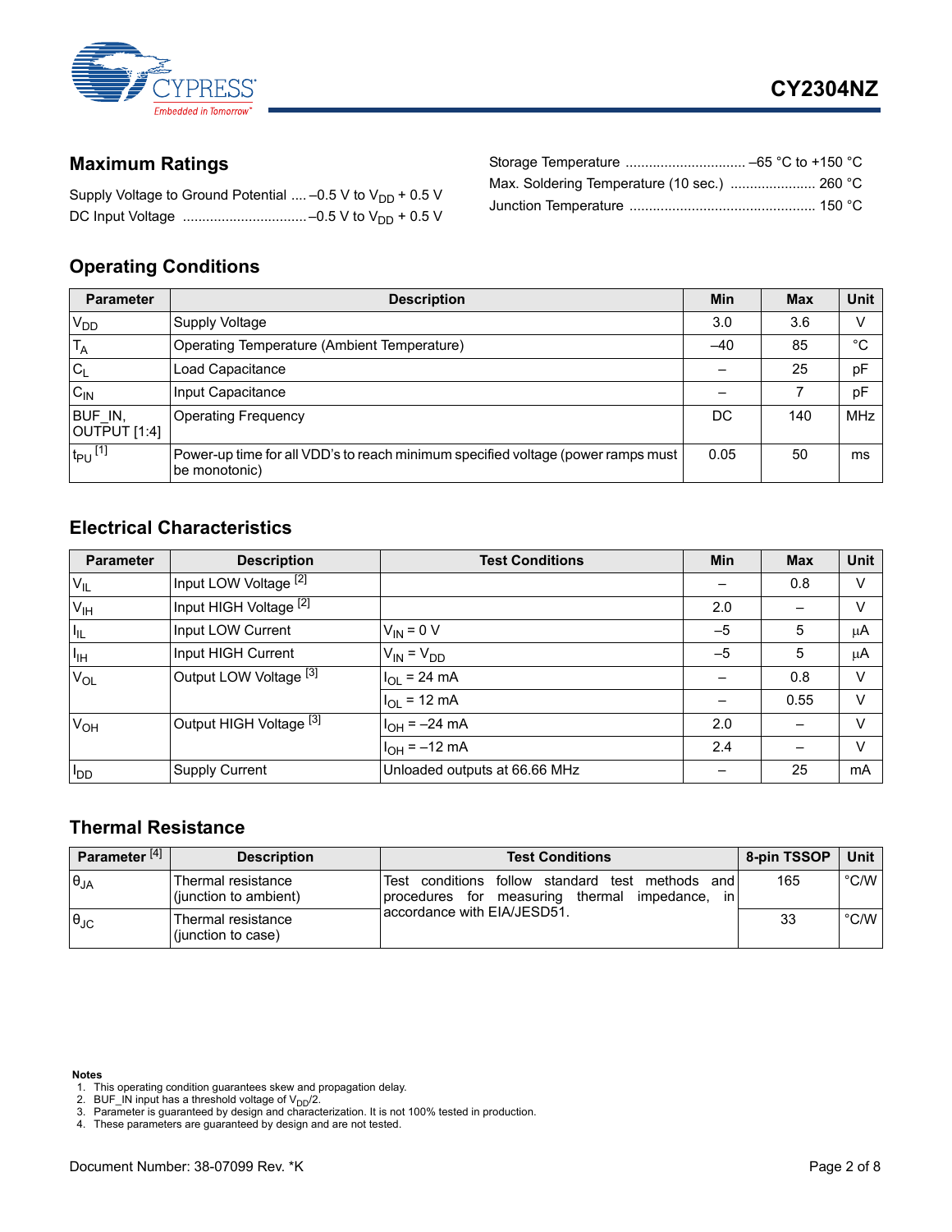## Maximum Ratings

Supply Voltage to Ground Potential .... –0.5 V to $V_{DD}$ + 0.5 V

DC Input Voltage ................................ –0.5 V to $V_{DD}$ + 0.5 V

Storage Temperature ............................. –65 °C to +150 °C

Max. Soldering Temperature (10 sec.) ..................... 260 °C

Junction Temperature ............................................. 150 °C

## Operating Conditions

| Parameter | Description | Min | Max | Unit |
|---|---|---|---|---|
| $V_{DD}$ | Supply Voltage | 3.0 | 3.6 | V |
| $T_A$ | Operating Temperature (Ambient Temperature) | –40 | 85 | °C |
| $C_L$ | Load Capacitance | – | 25 | pF |
| $C_{IN}$ | Input Capacitance | – | 7 | pF |
| BUF_IN, OUTPUT [1:4] | Operating Frequency | DC | 140 | MHz |
| $t_{PU}$ [1] | Power-up time for all VDD's to reach minimum specified voltage (power ramps must be monotonic) | 0.05 | 50 | ms |

## Electrical Characteristics

| Parameter | Description | Test Conditions | Min | Max | Unit |
|---|---|---|---|---|---|
| $V_{IL}$ | Input LOW Voltage [2] | | – | 0.8 | V |
| $V_{IH}$ | Input HIGH Voltage [2] | | 2.0 | – | V |
| $I_{IL}$ | Input LOW Current | $V_{IN}$ = 0 V | –5 | 5 | µA |
| $I_{IH}$ | Input HIGH Current | $V_{IN} = V_{DD}$ | –5 | 5 | µA |
| $V_{OL}$ | Output LOW Voltage [3] | $I_{OL}$ = 24 mA | – | 0.8 | V |
| | | $I_{OL}$ = 12 mA | – | 0.55 | V |
| $V_{OH}$ | Output HIGH Voltage [3] | $I_{OH}$ = –24 mA | 2.0 | – | V |
| | | $I_{OH}$ = –12 mA | 2.4 | – | V |
| $I_{DD}$ | Supply Current | Unloaded outputs at 66.66 MHz | – | 25 | mA |

## Thermal Resistance

| Parameter [4] | Description | Test Conditions | 8-pin TSSOP | Unit |
|---|---|---|---|---|
| $\theta_{JA}$ | Thermal resistance (junction to ambient) | Test conditions follow standard test methods and procedures for measuring thermal impedance, in accordance with EIA/JESD51. | 165 | °C/W |
| $\theta_{JC}$ | Thermal resistance (junction to case) | | 33 | °C/W |

**Notes**
1. This operating condition guarantees skew and propagation delay.
2. BUF_IN input has a threshold voltage of $V_{DD}/2$.
3. Parameter is guaranteed by design and characterization. It is not 100% tested in production.
4. These parameters are guaranteed by design and are not tested.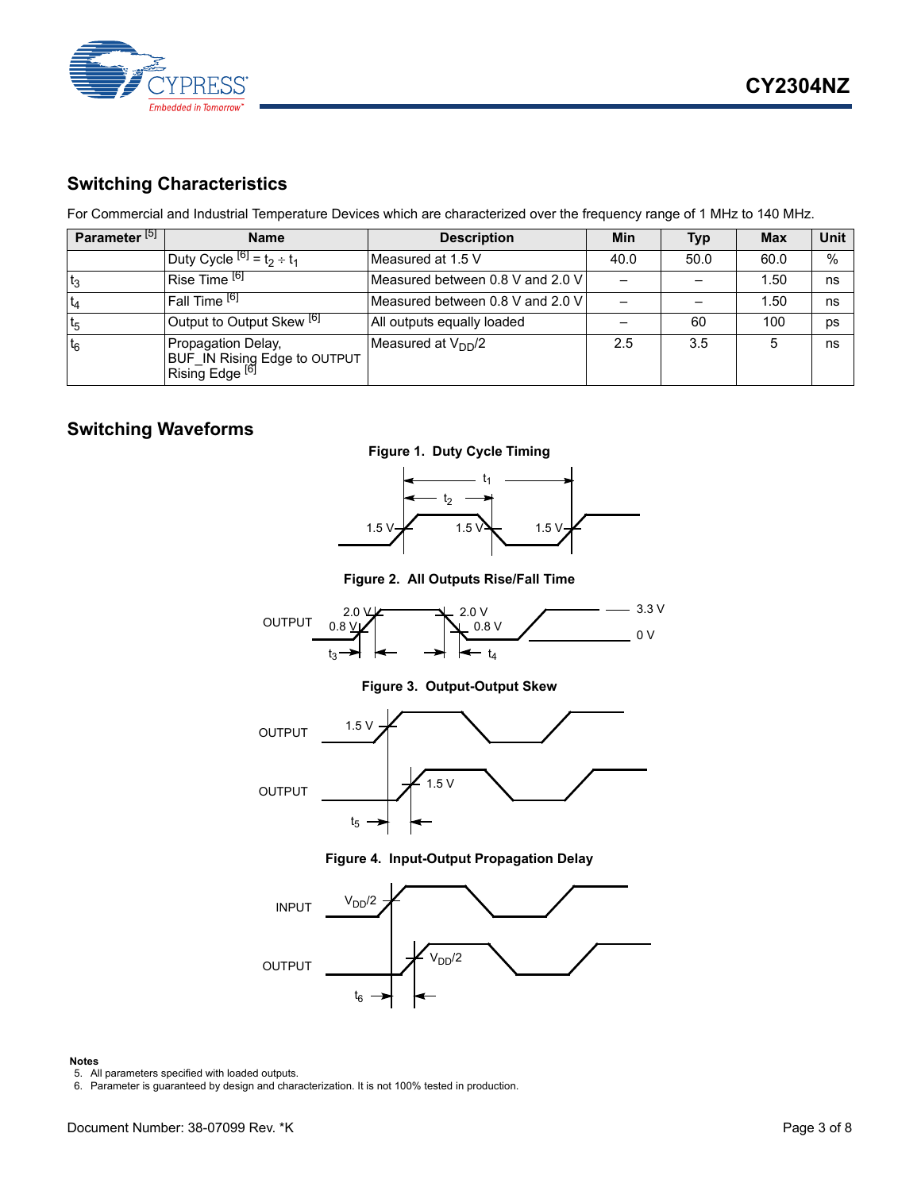## Switching Characteristics

For Commercial and Industrial Temperature Devices which are characterized over the frequency range of 1 MHz to 140 MHz.

| Parameter [5] | Name | Description | Min | Typ | Max | Unit |
|---|---|---|---|---|---|---|
| | Duty Cycle [6] = $t_2 \div t_1$ | Measured at 1.5 V | 40.0 | 50.0 | 60.0 | % |
| $t_3$ | Rise Time [6] | Measured between 0.8 V and 2.0 V | – | – | 1.50 | ns |
| $t_4$ | Fall Time [6] | Measured between 0.8 V and 2.0 V | – | – | 1.50 | ns |
| $t_5$ | Output to Output Skew [6] | All outputs equally loaded | – | 60 | 100 | ps |
| $t_6$ | Propagation Delay, BUF_IN Rising Edge to OUTPUT Rising Edge [6] | Measured at $V_{DD}/2$ | 2.5 | 3.5 | 5 | ns |

## Switching Waveforms

**Figure 1. Duty Cycle Timing**

**Figure 2. All Outputs Rise/Fall Time**

**Figure 3. Output-Output Skew**

**Figure 4. Input-Output Propagation Delay**

**Notes**
5. All parameters specified with loaded outputs.
6. Parameter is guaranteed by design and characterization. It is not 100% tested in production.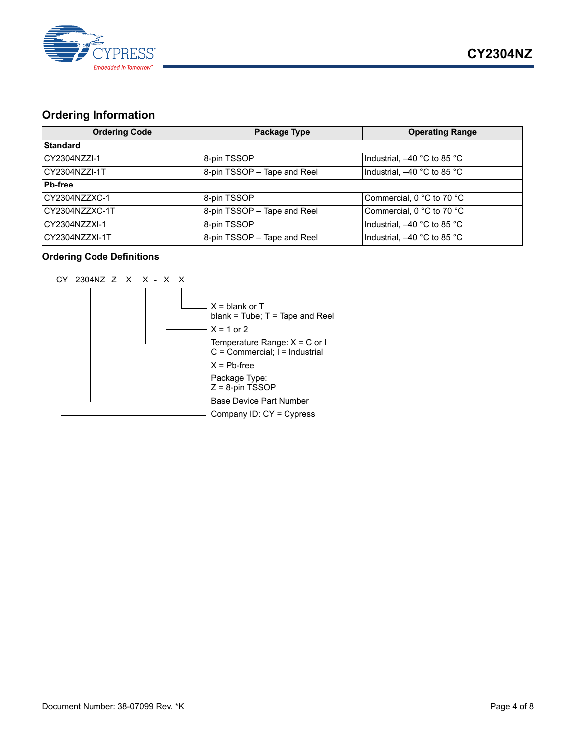## Ordering Information

| Ordering Code | Package Type | Operating Range |
|---|---|---|
| **Standard** | | |
| CY2304NZZI-1 | 8-pin TSSOP | Industrial, –40 °C to 85 °C |
| CY2304NZZI-1T | 8-pin TSSOP – Tape and Reel | Industrial, –40 °C to 85 °C |
| **Pb-free** | | |
| CY2304NZZXC-1 | 8-pin TSSOP | Commercial, 0 °C to 70 °C |
| CY2304NZZXC-1T | 8-pin TSSOP – Tape and Reel | Commercial, 0 °C to 70 °C |
| CY2304NZZXI-1 | 8-pin TSSOP | Industrial, –40 °C to 85 °C |
| CY2304NZZXI-1T | 8-pin TSSOP – Tape and Reel | Industrial, –40 °C to 85 °C |

### Ordering Code Definitions

CY 2304NZ Z X X - X X

- X = blank or T
  blank = Tube; T = Tape and Reel
- X = 1 or 2
- Temperature Range: X = C or I
  C = Commercial; I = Industrial
- X = Pb-free
- Package Type:
  Z = 8-pin TSSOP
- Base Device Part Number
- Company ID: CY = Cypress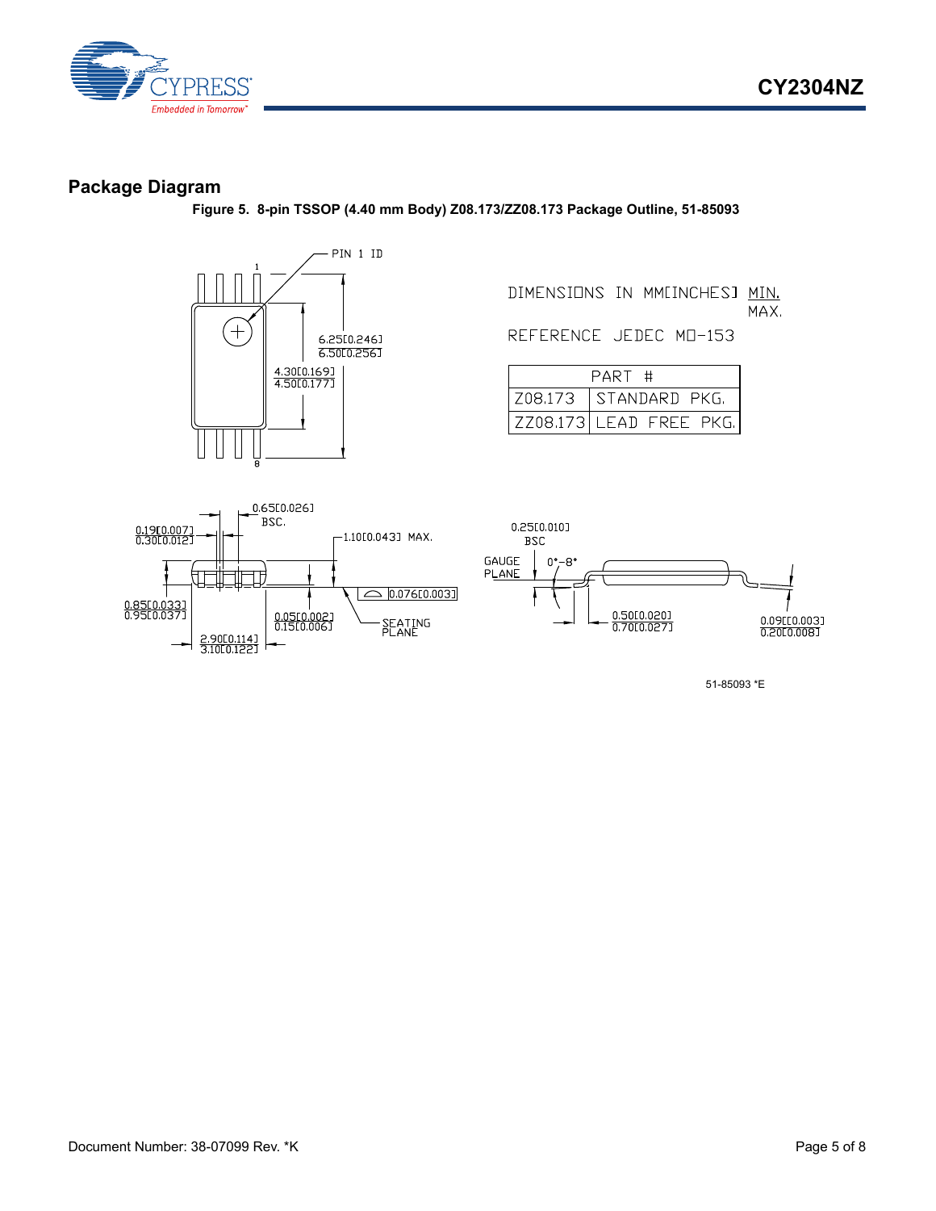## Package Diagram

**Figure 5. 8-pin TSSOP (4.40 mm Body) Z08.173/ZZ08.173 Package Outline, 51-85093**

DIMENSIONS IN MM[INCHES] MIN. / MAX.

REFERENCE JEDEC MO-153

| PART # | |
|---|---|
| Z08.173 | STANDARD PKG. |
| ZZ08.173 | LEAD FREE PKG. |

PIN 1 ID

1

8

6.25[0.246] / 6.50[0.256]

4.30[0.169] / 4.50[0.177]

0.65[0.026] BSC.

0.19[0.007] / 0.30[0.012]

1.10[0.043] MAX.

0.076[0.003]

0.85[0.033] / 0.95[0.037]

0.05[0.002] / 0.15[0.006]

SEATING PLANE

2.90[0.114] / 3.10[0.122]

0.25[0.010] BSC

GAUGE PLANE

0°-8°

0.50[0.020] / 0.70[0.027]

0.09[0.003] / 0.20[0.008]

51-85093 *E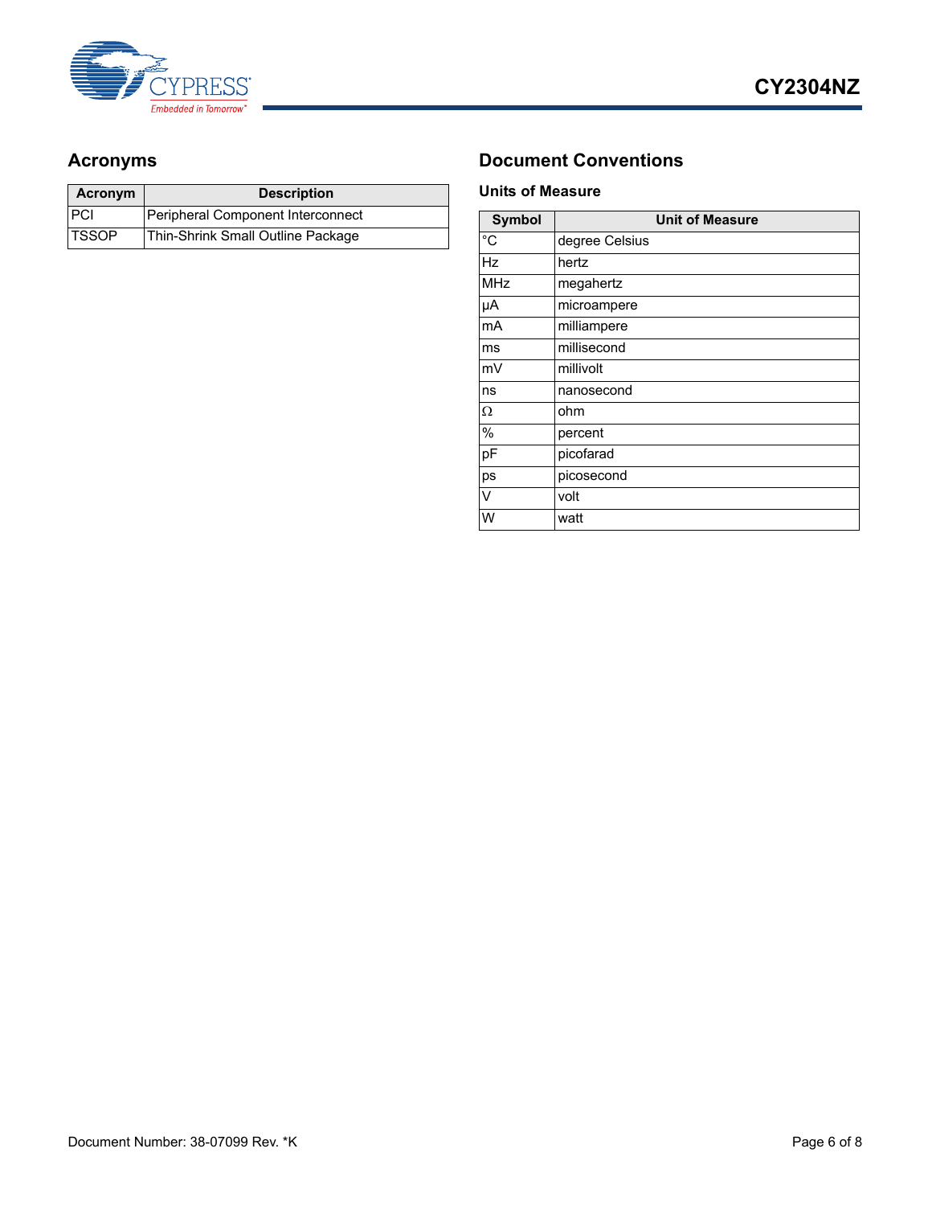## Acronyms

| Acronym | Description |
|---|---|
| PCI | Peripheral Component Interconnect |
| TSSOP | Thin-Shrink Small Outline Package |

## Document Conventions

### Units of Measure

| Symbol | Unit of Measure |
|---|---|
| °C | degree Celsius |
| Hz | hertz |
| MHz | megahertz |
| µA | microampere |
| mA | milliampere |
| ms | millisecond |
| mV | millivolt |
| ns | nanosecond |
| Ω | ohm |
| % | percent |
| pF | picofarad |
| ps | picosecond |
| V | volt |
| W | watt |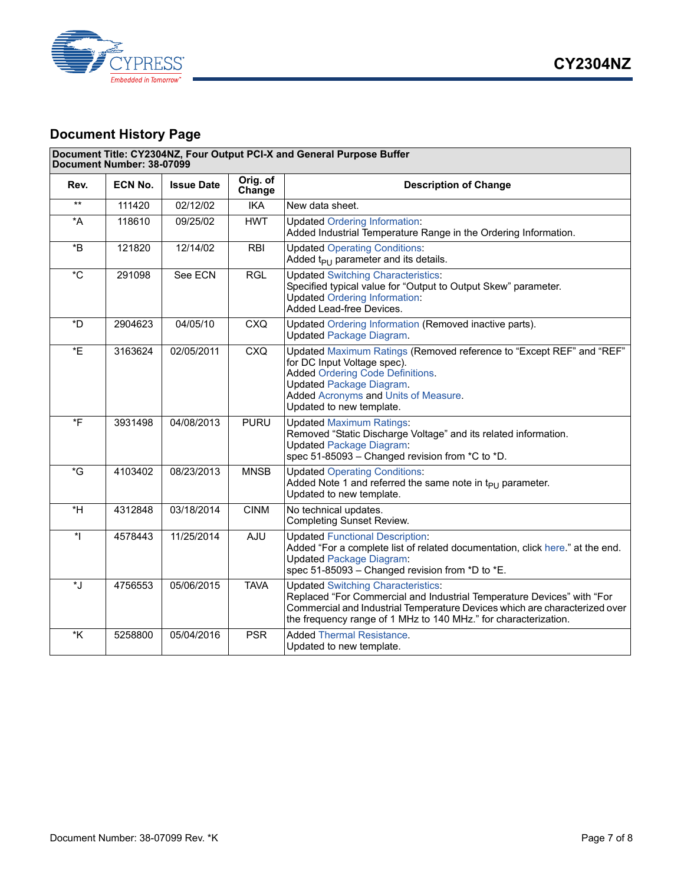## Document History Page

| Document Title: CY2304NZ, Four Output PCI-X and General Purpose Buffer<br>Document Number: 38-07099 | | | | |
|---|---|---|---|---|
| **Rev.** | **ECN No.** | **Issue Date** | **Orig. of Change** | **Description of Change** |
| ** | 111420 | 02/12/02 | IKA | New data sheet. |
| *A | 118610 | 09/25/02 | HWT | Updated Ordering Information:<br>Added Industrial Temperature Range in the Ordering Information. |
| *B | 121820 | 12/14/02 | RBI | Updated Operating Conditions:<br>Added $t_{PU}$ parameter and its details. |
| *C | 291098 | See ECN | RGL | Updated Switching Characteristics:<br>Specified typical value for "Output to Output Skew" parameter.<br>Updated Ordering Information:<br>Added Lead-free Devices. |
| *D | 2904623 | 04/05/10 | CXQ | Updated Ordering Information (Removed inactive parts).<br>Updated Package Diagram. |
| *E | 3163624 | 02/05/2011 | CXQ | Updated Maximum Ratings (Removed reference to "Except REF" and "REF" for DC Input Voltage spec).<br>Added Ordering Code Definitions.<br>Updated Package Diagram.<br>Added Acronyms and Units of Measure.<br>Updated to new template. |
| *F | 3931498 | 04/08/2013 | PURU | Updated Maximum Ratings:<br>Removed "Static Discharge Voltage" and its related information.<br>Updated Package Diagram:<br>spec 51-85093 – Changed revision from *C to *D. |
| *G | 4103402 | 08/23/2013 | MNSB | Updated Operating Conditions:<br>Added Note 1 and referred the same note in $t_{PU}$ parameter.<br>Updated to new template. |
| *H | 4312848 | 03/18/2014 | CINM | No technical updates.<br>Completing Sunset Review. |
| *I | 4578443 | 11/25/2014 | AJU | Updated Functional Description:<br>Added "For a complete list of related documentation, click here." at the end.<br>Updated Package Diagram:<br>spec 51-85093 – Changed revision from *D to *E. |
| *J | 4756553 | 05/06/2015 | TAVA | Updated Switching Characteristics:<br>Replaced "For Commercial and Industrial Temperature Devices" with "For Commercial and Industrial Temperature Devices which are characterized over the frequency range of 1 MHz to 140 MHz." for characterization. |
| *K | 5258800 | 05/04/2016 | PSR | Added Thermal Resistance.<br>Updated to new template. |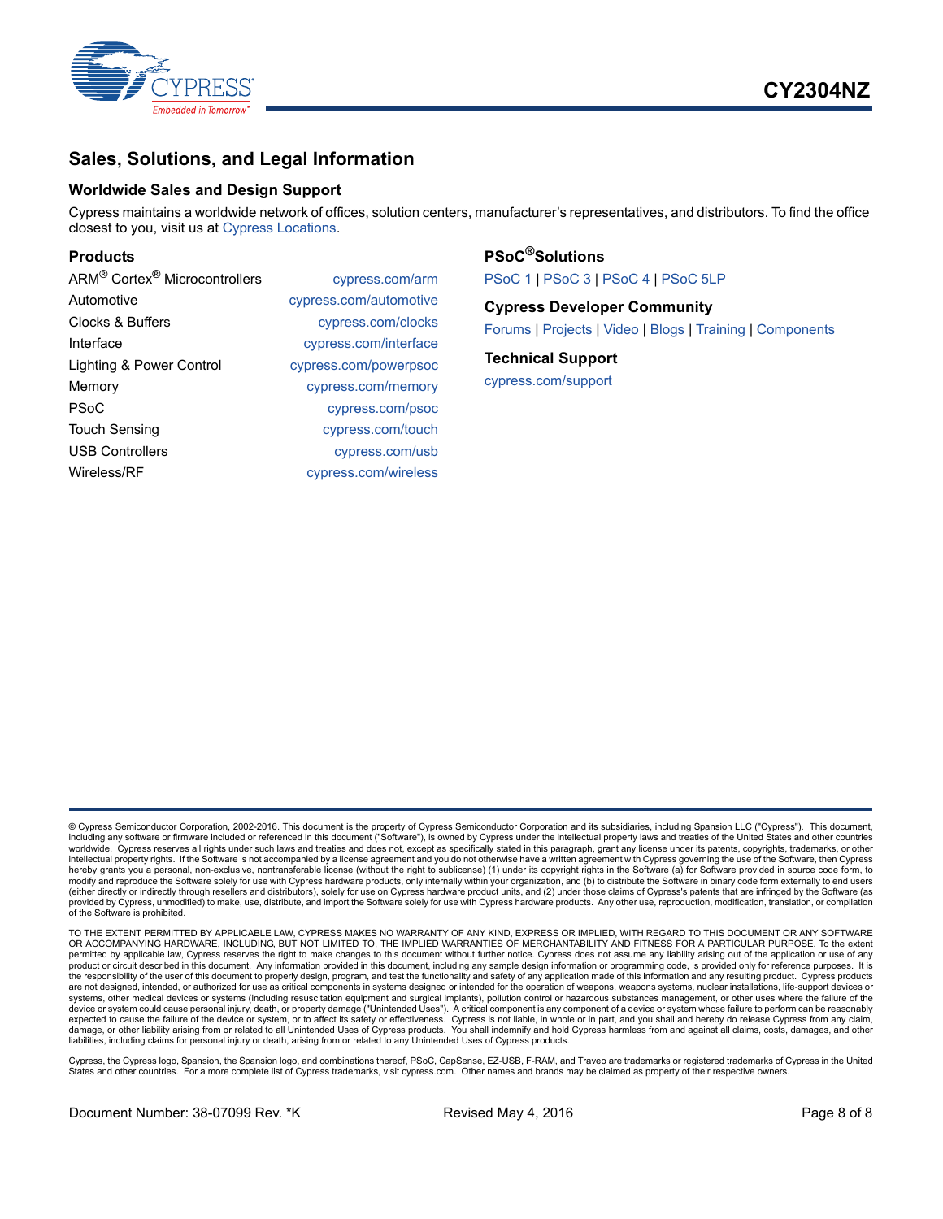## Sales, Solutions, and Legal Information

### Worldwide Sales and Design Support

Cypress maintains a worldwide network of offices, solution centers, manufacturer's representatives, and distributors. To find the office closest to you, visit us at Cypress Locations.

### Products

| | |
|---|---|
| ARM® Cortex® Microcontrollers | cypress.com/arm |
| Automotive | cypress.com/automotive |
| Clocks & Buffers | cypress.com/clocks |
| Interface | cypress.com/interface |
| Lighting & Power Control | cypress.com/powerpsoc |
| Memory | cypress.com/memory |
| PSoC | cypress.com/psoc |
| Touch Sensing | cypress.com/touch |
| USB Controllers | cypress.com/usb |
| Wireless/RF | cypress.com/wireless |

### PSoC® Solutions

PSoC 1 | PSoC 3 | PSoC 4 | PSoC 5LP

### Cypress Developer Community

Forums | Projects | Video | Blogs | Training | Components

### Technical Support

cypress.com/support

© Cypress Semiconductor Corporation, 2002-2016. This document is the property of Cypress Semiconductor Corporation and its subsidiaries, including Spansion LLC ("Cypress"). This document, including any software or firmware included or referenced in this document ("Software"), is owned by Cypress under the intellectual property laws and treaties of the United States and other countries worldwide. Cypress reserves all rights under such laws and treaties and does not, except as specifically stated in this paragraph, grant any license under its patents, copyrights, trademarks, or other intellectual property rights. If the Software is not accompanied by a license agreement and you do not otherwise have a written agreement with Cypress governing the use of the Software, then Cypress hereby grants you a personal, non-exclusive, nontransferable license (without the right to sublicense) (1) under its copyright rights in the Software (a) for Software provided in source code form, to modify and reproduce the Software solely for use with Cypress hardware products, only internally within your organization, and (b) to distribute the Software in binary code form externally to end users (either directly or indirectly through resellers and distributors), solely for use on Cypress hardware product units, and (2) under those claims of Cypress's patents that are infringed by the Software (as provided by Cypress, unmodified) to make, use, distribute, and import the Software solely for use with Cypress hardware products. Any other use, reproduction, modification, translation, or compilation of the Software is prohibited.

TO THE EXTENT PERMITTED BY APPLICABLE LAW, CYPRESS MAKES NO WARRANTY OF ANY KIND, EXPRESS OR IMPLIED, WITH REGARD TO THIS DOCUMENT OR ANY SOFTWARE OR ACCOMPANYING HARDWARE, INCLUDING, BUT NOT LIMITED TO, THE IMPLIED WARRANTIES OF MERCHANTABILITY AND FITNESS FOR A PARTICULAR PURPOSE. To the extent permitted by applicable law, Cypress reserves the right to make changes to this document without further notice. Cypress does not assume any liability arising out of the application or use of any product or circuit described in this document. Any information provided in this document, including any sample design information or programming code, is provided only for reference purposes. It is the responsibility of the user of this document to properly design, program, and test the functionality and safety of any application made of this information and any resulting product. Cypress products are not designed, intended, or authorized for use as critical components in systems designed or intended for the operation of weapons, weapons systems, nuclear installations, life-support devices or systems, other medical devices or systems (including resuscitation equipment and surgical implants), pollution control or hazardous substances management, or other uses where the failure of the device or system could cause personal injury, death, or property damage ("Unintended Uses"). A critical component is any component of a device or system whose failure to perform can be reasonably expected to cause the failure of the device or system, or to affect its safety or effectiveness. Cypress is not liable, in whole or in part, and you shall and hereby do release Cypress from any claim, damage, or other liability arising from or related to all Unintended Uses of Cypress products. You shall indemnify and hold Cypress harmless from and against all claims, costs, damages, and other liabilities, including claims for personal injury or death, arising from or related to any Unintended Uses of Cypress products.

Cypress, the Cypress logo, Spansion, the Spansion logo, and combinations thereof, PSoC, CapSense, EZ-USB, F-RAM, and Traveo are trademarks or registered trademarks of Cypress in the United States and other countries. For a more complete list of Cypress trademarks, visit cypress.com. Other names and brands may be claimed as property of their respective owners.

Document Number: 38-07099 Rev. *K Revised May 4, 2016